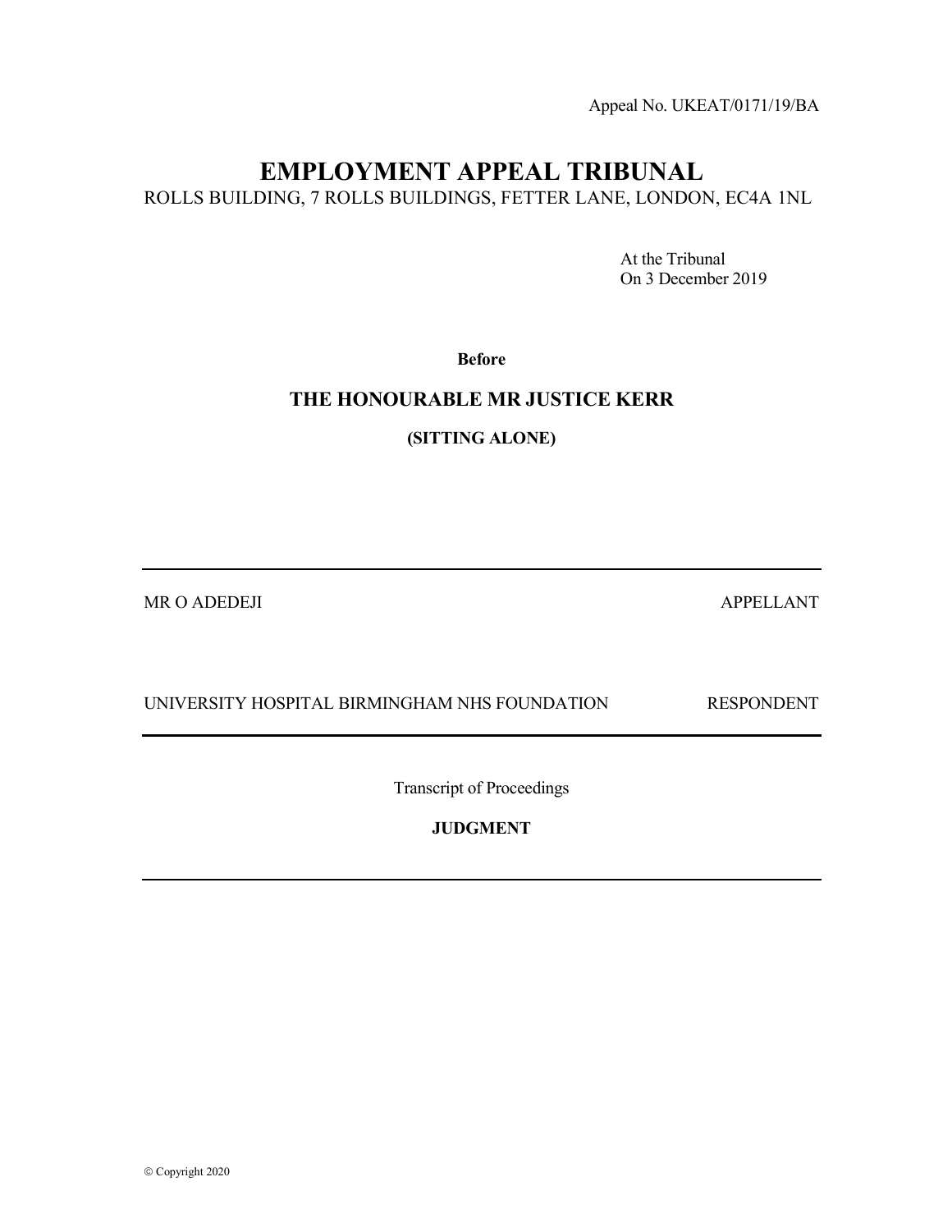Appeal No. UKEAT/0171/19/BA

# EMPLOYMENT APPEAL TRIBUNAL

ROLLS BUILDING, 7 ROLLS BUILDINGS, FETTER LANE, LONDON, EC4A 1NL

At the Tribunal
On 3 December 2019

**Before**

## THE HONOURABLE MR JUSTICE KERR

**(SITTING ALONE)**

---

MR O ADEDEJI — APPELLANT

UNIVERSITY HOSPITAL BIRMINGHAM NHS FOUNDATION — RESPONDENT

---

Transcript of Proceedings

**JUDGMENT**

---

© Copyright 2020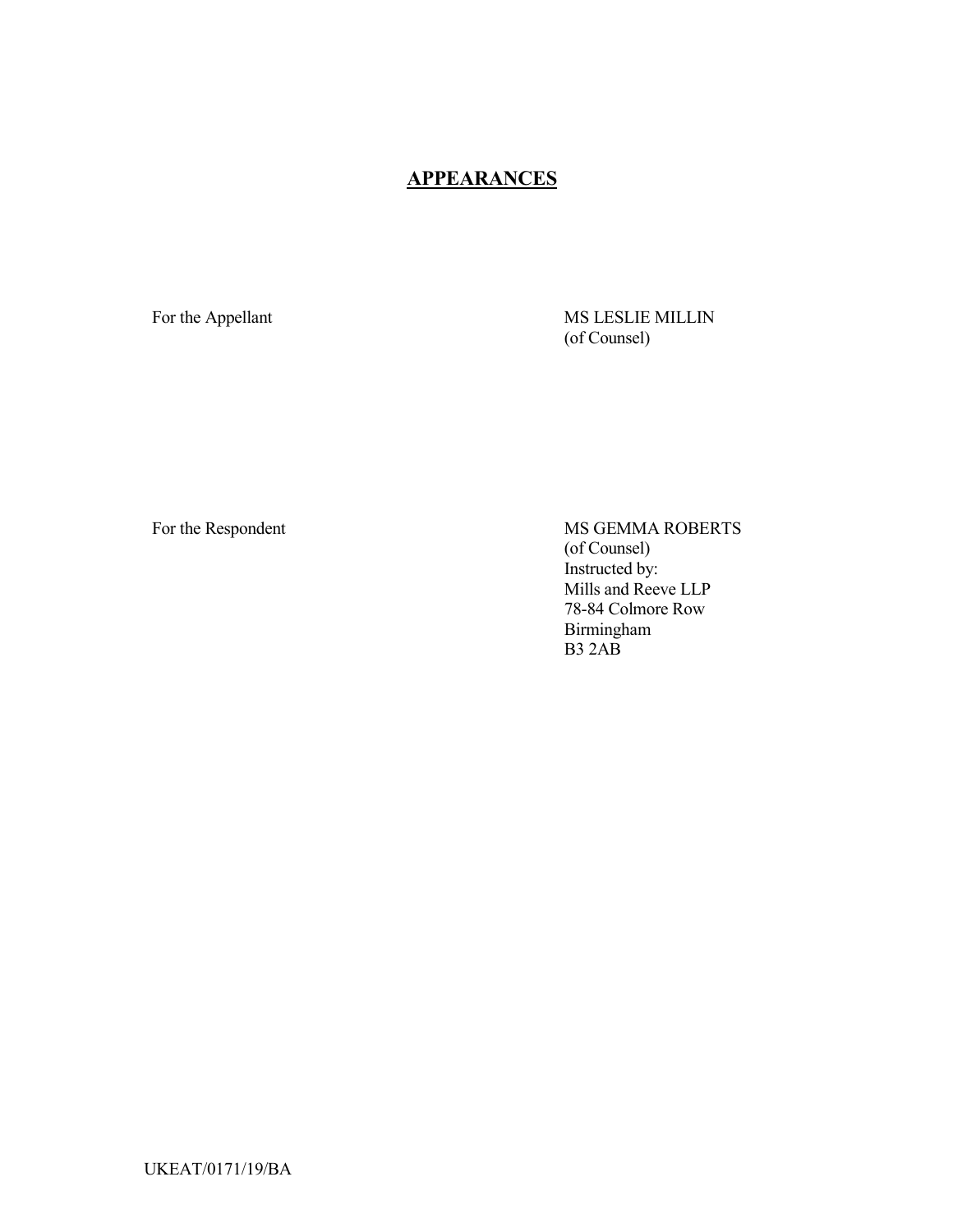# APPEARANCES

| | |
|---|---|
| For the Appellant | MS LESLIE MILLIN<br>(of Counsel) |
| For the Respondent | MS GEMMA ROBERTS<br>(of Counsel)<br>Instructed by:<br>Mills and Reeve LLP<br>78-84 Colmore Row<br>Birmingham<br>B3 2AB |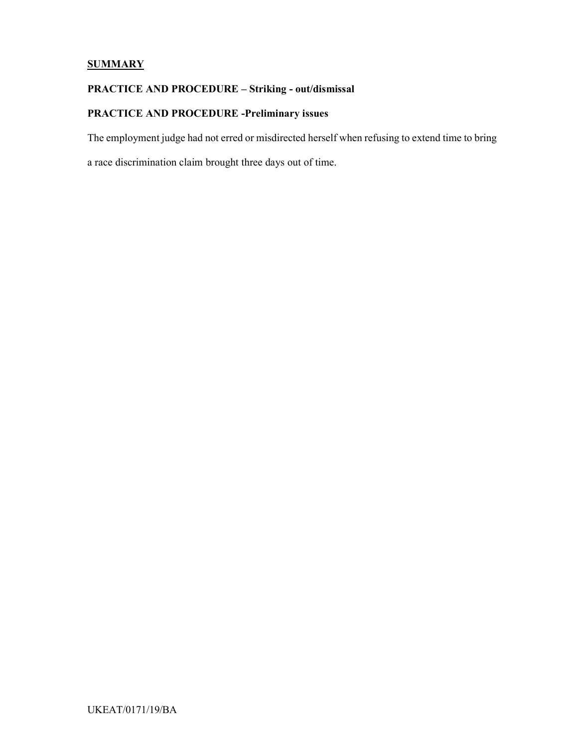**SUMMARY**

**PRACTICE AND PROCEDURE – Striking - out/dismissal**

**PRACTICE AND PROCEDURE -Preliminary issues**

The employment judge had not erred or misdirected herself when refusing to extend time to bring a race discrimination claim brought three days out of time.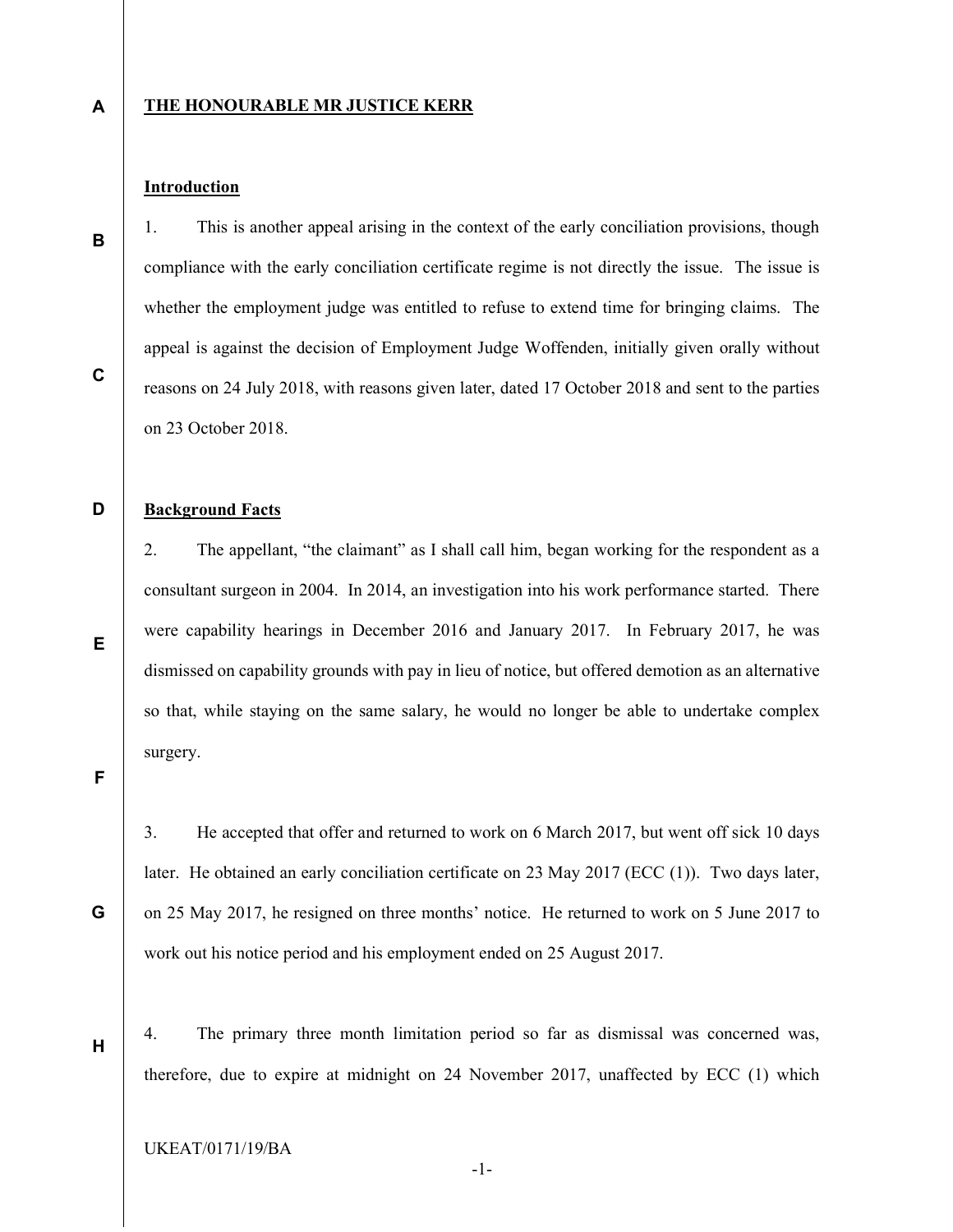**THE HONOURABLE MR JUSTICE KERR**

**Introduction**

1. This is another appeal arising in the context of the early conciliation provisions, though compliance with the early conciliation certificate regime is not directly the issue. The issue is whether the employment judge was entitled to refuse to extend time for bringing claims. The appeal is against the decision of Employment Judge Woffenden, initially given orally without reasons on 24 July 2018, with reasons given later, dated 17 October 2018 and sent to the parties on 23 October 2018.

**Background Facts**

2. The appellant, "the claimant" as I shall call him, began working for the respondent as a consultant surgeon in 2004. In 2014, an investigation into his work performance started. There were capability hearings in December 2016 and January 2017. In February 2017, he was dismissed on capability grounds with pay in lieu of notice, but offered demotion as an alternative so that, while staying on the same salary, he would no longer be able to undertake complex surgery.

3. He accepted that offer and returned to work on 6 March 2017, but went off sick 10 days later. He obtained an early conciliation certificate on 23 May 2017 (ECC (1)). Two days later, on 25 May 2017, he resigned on three months' notice. He returned to work on 5 June 2017 to work out his notice period and his employment ended on 25 August 2017.

4. The primary three month limitation period so far as dismissal was concerned was, therefore, due to expire at midnight on 24 November 2017, unaffected by ECC (1) which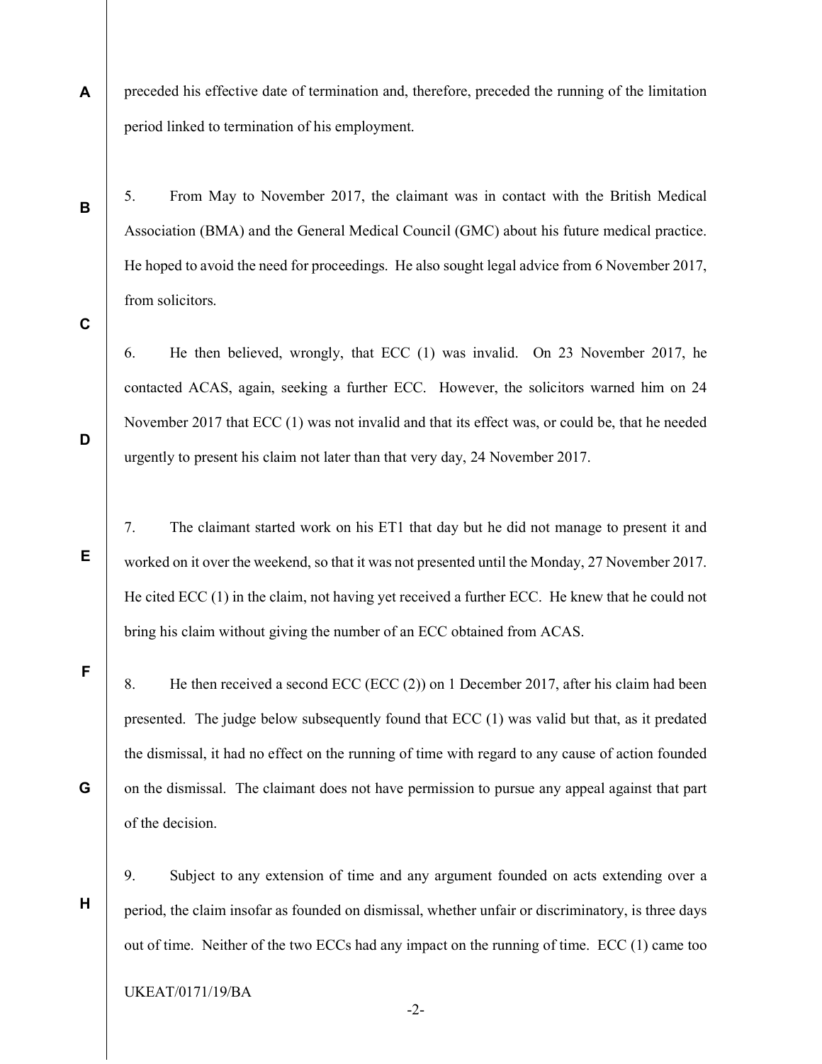preceded his effective date of termination and, therefore, preceded the running of the limitation period linked to termination of his employment.

5. From May to November 2017, the claimant was in contact with the British Medical Association (BMA) and the General Medical Council (GMC) about his future medical practice. He hoped to avoid the need for proceedings. He also sought legal advice from 6 November 2017, from solicitors.

6. He then believed, wrongly, that ECC (1) was invalid. On 23 November 2017, he contacted ACAS, again, seeking a further ECC. However, the solicitors warned him on 24 November 2017 that ECC (1) was not invalid and that its effect was, or could be, that he needed urgently to present his claim not later than that very day, 24 November 2017.

7. The claimant started work on his ET1 that day but he did not manage to present it and worked on it over the weekend, so that it was not presented until the Monday, 27 November 2017. He cited ECC (1) in the claim, not having yet received a further ECC. He knew that he could not bring his claim without giving the number of an ECC obtained from ACAS.

8. He then received a second ECC (ECC (2)) on 1 December 2017, after his claim had been presented. The judge below subsequently found that ECC (1) was valid but that, as it predated the dismissal, it had no effect on the running of time with regard to any cause of action founded on the dismissal. The claimant does not have permission to pursue any appeal against that part of the decision.

9. Subject to any extension of time and any argument founded on acts extending over a period, the claim insofar as founded on dismissal, whether unfair or discriminatory, is three days out of time. Neither of the two ECCs had any impact on the running of time. ECC (1) came too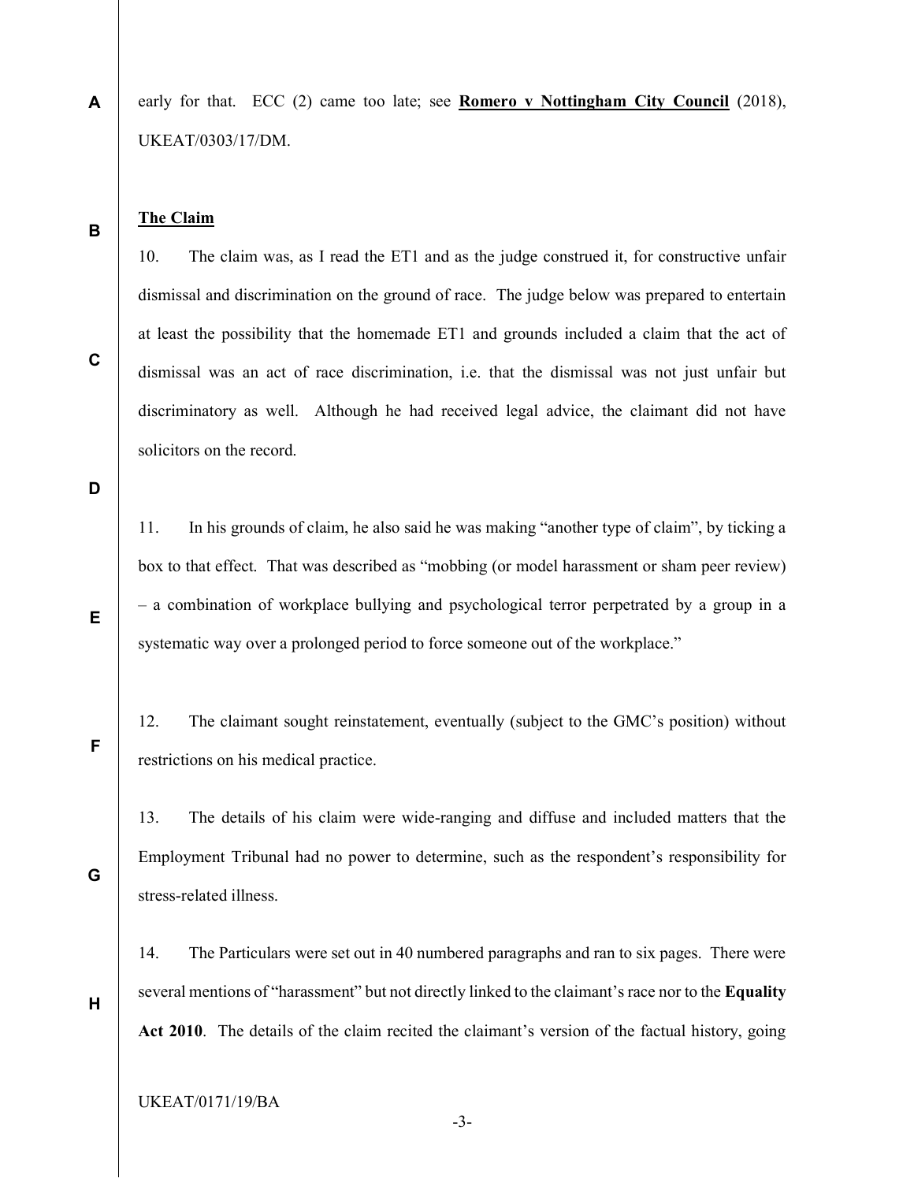early for that. ECC (2) came too late; see **Romero v Nottingham City Council** (2018), UKEAT/0303/17/DM.

**The Claim**

10. The claim was, as I read the ET1 and as the judge construed it, for constructive unfair dismissal and discrimination on the ground of race. The judge below was prepared to entertain at least the possibility that the homemade ET1 and grounds included a claim that the act of dismissal was an act of race discrimination, i.e. that the dismissal was not just unfair but discriminatory as well. Although he had received legal advice, the claimant did not have solicitors on the record.

11. In his grounds of claim, he also said he was making "another type of claim", by ticking a box to that effect. That was described as "mobbing (or model harassment or sham peer review) – a combination of workplace bullying and psychological terror perpetrated by a group in a systematic way over a prolonged period to force someone out of the workplace."

12. The claimant sought reinstatement, eventually (subject to the GMC's position) without restrictions on his medical practice.

13. The details of his claim were wide-ranging and diffuse and included matters that the Employment Tribunal had no power to determine, such as the respondent's responsibility for stress-related illness.

14. The Particulars were set out in 40 numbered paragraphs and ran to six pages. There were several mentions of "harassment" but not directly linked to the claimant's race nor to the **Equality Act 2010**. The details of the claim recited the claimant's version of the factual history, going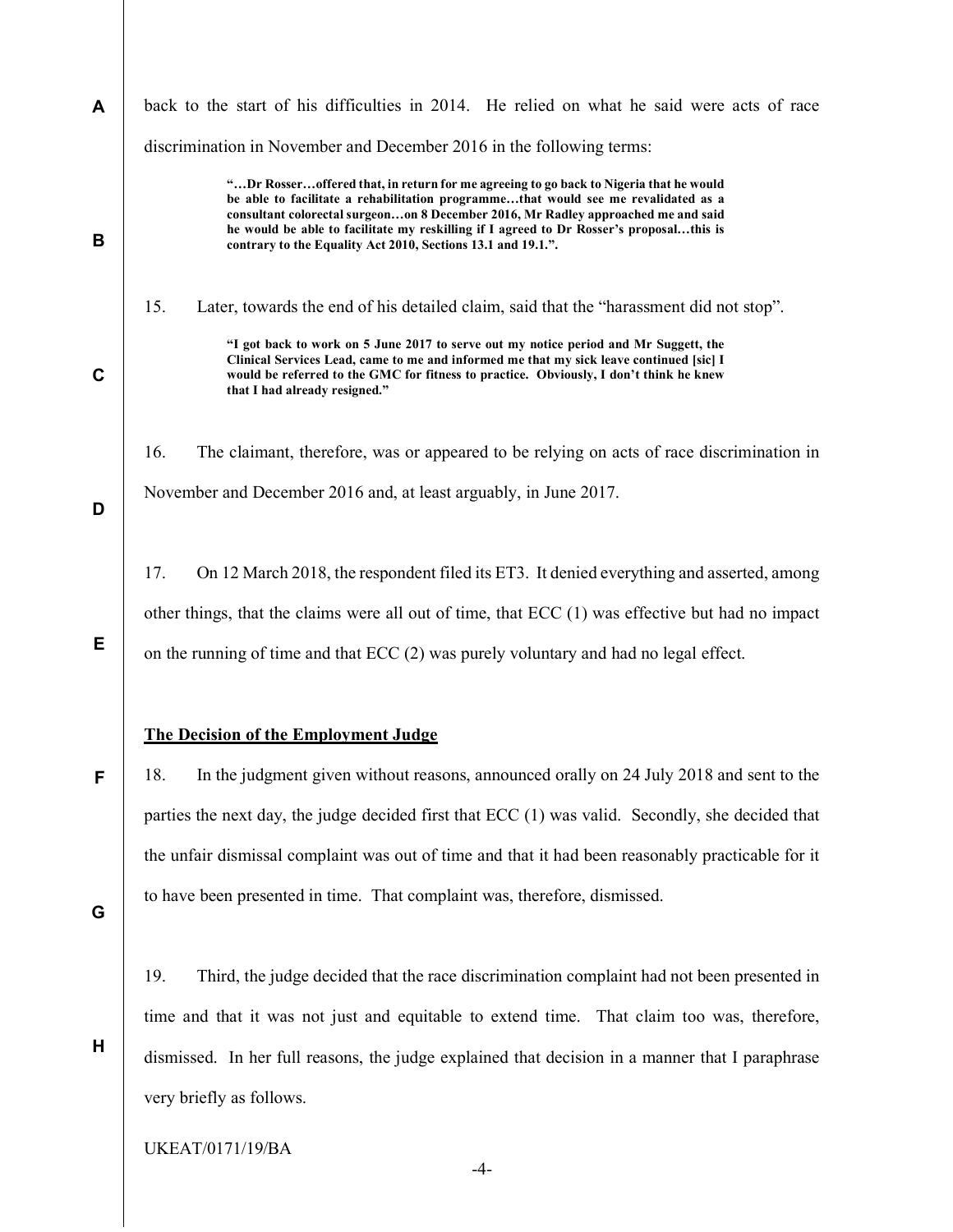back to the start of his difficulties in 2014. He relied on what he said were acts of race discrimination in November and December 2016 in the following terms:

> **"…Dr Rosser…offered that, in return for me agreeing to go back to Nigeria that he would be able to facilitate a rehabilitation programme…that would see me revalidated as a consultant colorectal surgeon…on 8 December 2016, Mr Radley approached me and said he would be able to facilitate my reskilling if I agreed to Dr Rosser's proposal…this is contrary to the Equality Act 2010, Sections 13.1 and 19.1.".**

15. Later, towards the end of his detailed claim, said that the "harassment did not stop".

> **"I got back to work on 5 June 2017 to serve out my notice period and Mr Suggett, the Clinical Services Lead, came to me and informed me that my sick leave continued [sic] I would be referred to the GMC for fitness to practice. Obviously, I don't think he knew that I had already resigned."**

16. The claimant, therefore, was or appeared to be relying on acts of race discrimination in November and December 2016 and, at least arguably, in June 2017.

17. On 12 March 2018, the respondent filed its ET3. It denied everything and asserted, among other things, that the claims were all out of time, that ECC (1) was effective but had no impact on the running of time and that ECC (2) was purely voluntary and had no legal effect.

## The Decision of the Employment Judge

18. In the judgment given without reasons, announced orally on 24 July 2018 and sent to the parties the next day, the judge decided first that ECC (1) was valid. Secondly, she decided that the unfair dismissal complaint was out of time and that it had been reasonably practicable for it to have been presented in time. That complaint was, therefore, dismissed.

19. Third, the judge decided that the race discrimination complaint had not been presented in time and that it was not just and equitable to extend time. That claim too was, therefore, dismissed. In her full reasons, the judge explained that decision in a manner that I paraphrase very briefly as follows.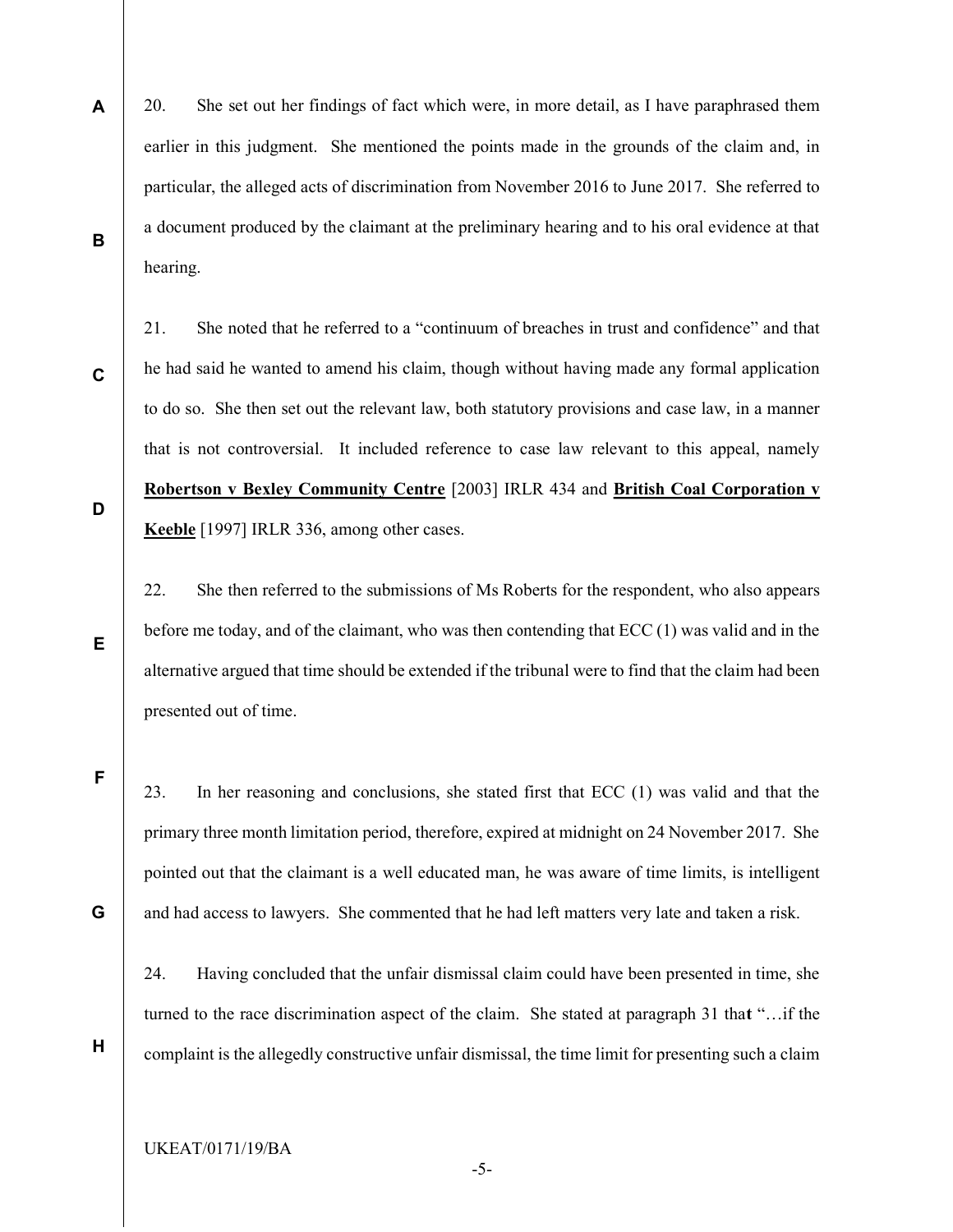20. She set out her findings of fact which were, in more detail, as I have paraphrased them earlier in this judgment. She mentioned the points made in the grounds of the claim and, in particular, the alleged acts of discrimination from November 2016 to June 2017. She referred to a document produced by the claimant at the preliminary hearing and to his oral evidence at that hearing.

21. She noted that he referred to a "continuum of breaches in trust and confidence" and that he had said he wanted to amend his claim, though without having made any formal application to do so. She then set out the relevant law, both statutory provisions and case law, in a manner that is not controversial. It included reference to case law relevant to this appeal, namely **Robertson v Bexley Community Centre** [2003] IRLR 434 and **British Coal Corporation v Keeble** [1997] IRLR 336, among other cases.

22. She then referred to the submissions of Ms Roberts for the respondent, who also appears before me today, and of the claimant, who was then contending that ECC (1) was valid and in the alternative argued that time should be extended if the tribunal were to find that the claim had been presented out of time.

23. In her reasoning and conclusions, she stated first that ECC (1) was valid and that the primary three month limitation period, therefore, expired at midnight on 24 November 2017. She pointed out that the claimant is a well educated man, he was aware of time limits, is intelligent and had access to lawyers. She commented that he had left matters very late and taken a risk.

24. Having concluded that the unfair dismissal claim could have been presented in time, she turned to the race discrimination aspect of the claim. She stated at paragraph 31 that "…if the complaint is the allegedly constructive unfair dismissal, the time limit for presenting such a claim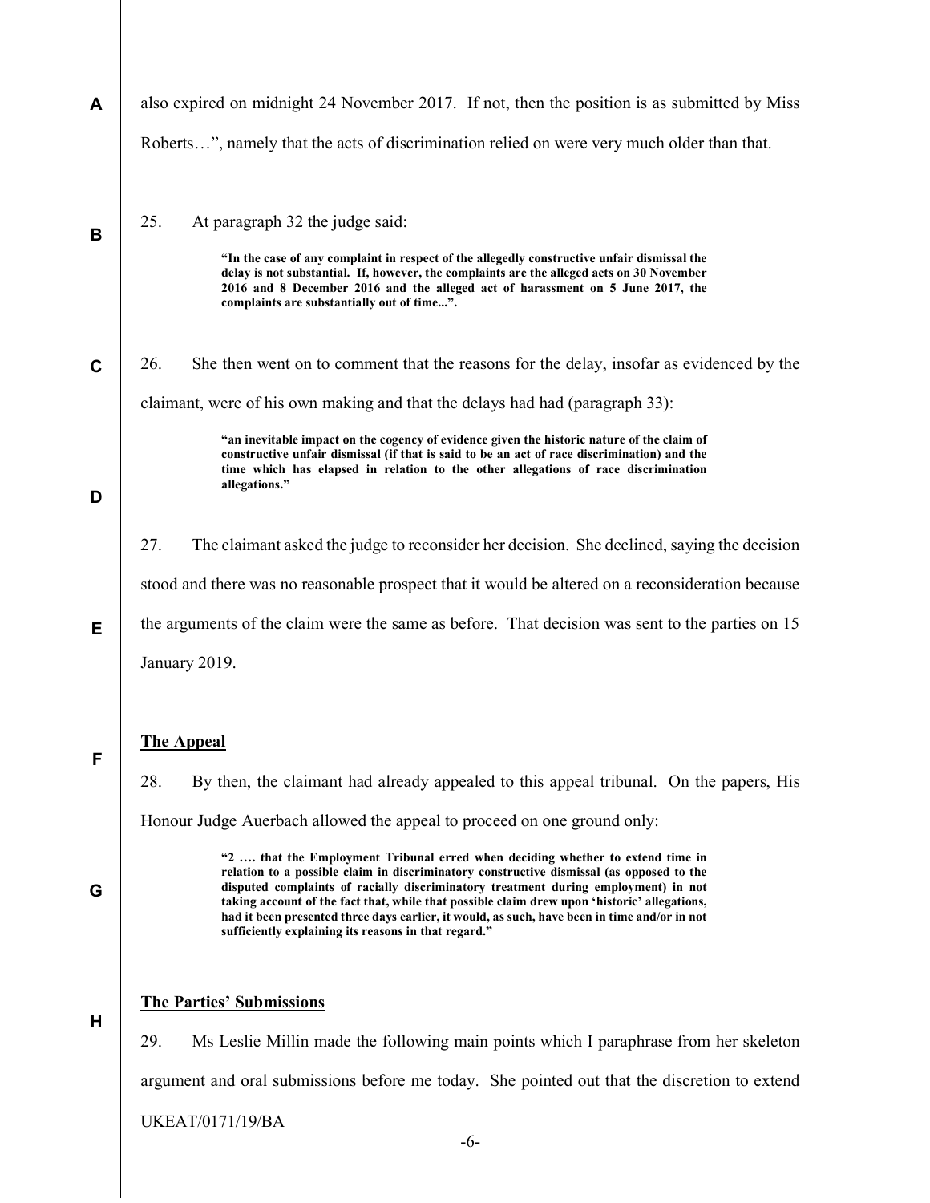also expired on midnight 24 November 2017. If not, then the position is as submitted by Miss Roberts…", namely that the acts of discrimination relied on were very much older than that.

25. At paragraph 32 the judge said:

> **"In the case of any complaint in respect of the allegedly constructive unfair dismissal the delay is not substantial. If, however, the complaints are the alleged acts on 30 November 2016 and 8 December 2016 and the alleged act of harassment on 5 June 2017, the complaints are substantially out of time...".**

26. She then went on to comment that the reasons for the delay, insofar as evidenced by the claimant, were of his own making and that the delays had had (paragraph 33):

> **"an inevitable impact on the cogency of evidence given the historic nature of the claim of constructive unfair dismissal (if that is said to be an act of race discrimination) and the time which has elapsed in relation to the other allegations of race discrimination allegations."**

27. The claimant asked the judge to reconsider her decision. She declined, saying the decision stood and there was no reasonable prospect that it would be altered on a reconsideration because the arguments of the claim were the same as before. That decision was sent to the parties on 15 January 2019.

## The Appeal

28. By then, the claimant had already appealed to this appeal tribunal. On the papers, His Honour Judge Auerbach allowed the appeal to proceed on one ground only:

> **"2 …. that the Employment Tribunal erred when deciding whether to extend time in relation to a possible claim in discriminatory constructive dismissal (as opposed to the disputed complaints of racially discriminatory treatment during employment) in not taking account of the fact that, while that possible claim drew upon 'historic' allegations, had it been presented three days earlier, it would, as such, have been in time and/or in not sufficiently explaining its reasons in that regard."**

## The Parties' Submissions

29. Ms Leslie Millin made the following main points which I paraphrase from her skeleton argument and oral submissions before me today. She pointed out that the discretion to extend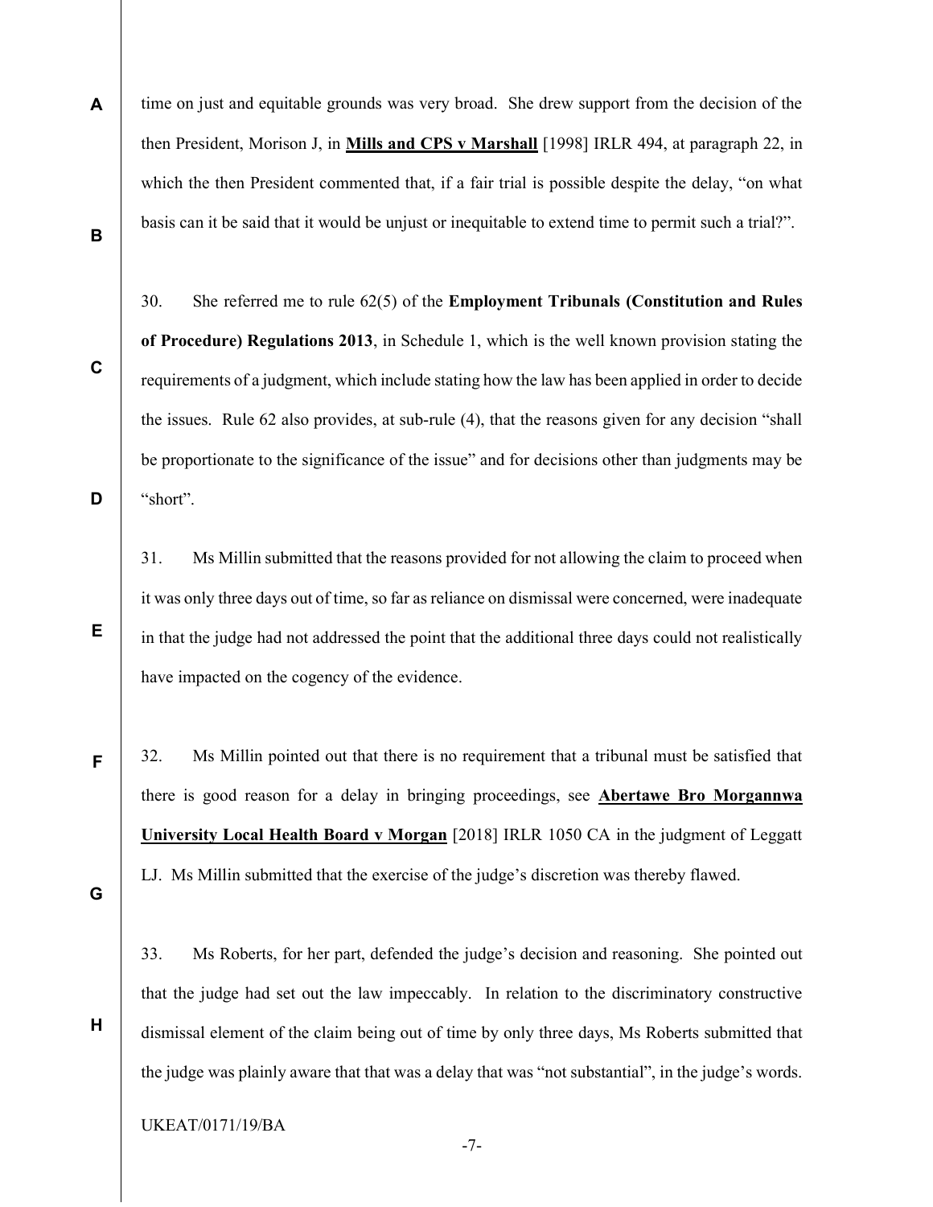time on just and equitable grounds was very broad. She drew support from the decision of the then President, Morison J, in **Mills and CPS v Marshall** [1998] IRLR 494, at paragraph 22, in which the then President commented that, if a fair trial is possible despite the delay, "on what basis can it be said that it would be unjust or inequitable to extend time to permit such a trial?".

30. She referred me to rule 62(5) of the **Employment Tribunals (Constitution and Rules of Procedure) Regulations 2013**, in Schedule 1, which is the well known provision stating the requirements of a judgment, which include stating how the law has been applied in order to decide the issues. Rule 62 also provides, at sub-rule (4), that the reasons given for any decision "shall be proportionate to the significance of the issue" and for decisions other than judgments may be "short".

31. Ms Millin submitted that the reasons provided for not allowing the claim to proceed when it was only three days out of time, so far as reliance on dismissal were concerned, were inadequate in that the judge had not addressed the point that the additional three days could not realistically have impacted on the cogency of the evidence.

32. Ms Millin pointed out that there is no requirement that a tribunal must be satisfied that there is good reason for a delay in bringing proceedings, see **Abertawe Bro Morgannwa University Local Health Board v Morgan** [2018] IRLR 1050 CA in the judgment of Leggatt LJ. Ms Millin submitted that the exercise of the judge's discretion was thereby flawed.

33. Ms Roberts, for her part, defended the judge's decision and reasoning. She pointed out that the judge had set out the law impeccably. In relation to the discriminatory constructive dismissal element of the claim being out of time by only three days, Ms Roberts submitted that the judge was plainly aware that that was a delay that was "not substantial", in the judge's words.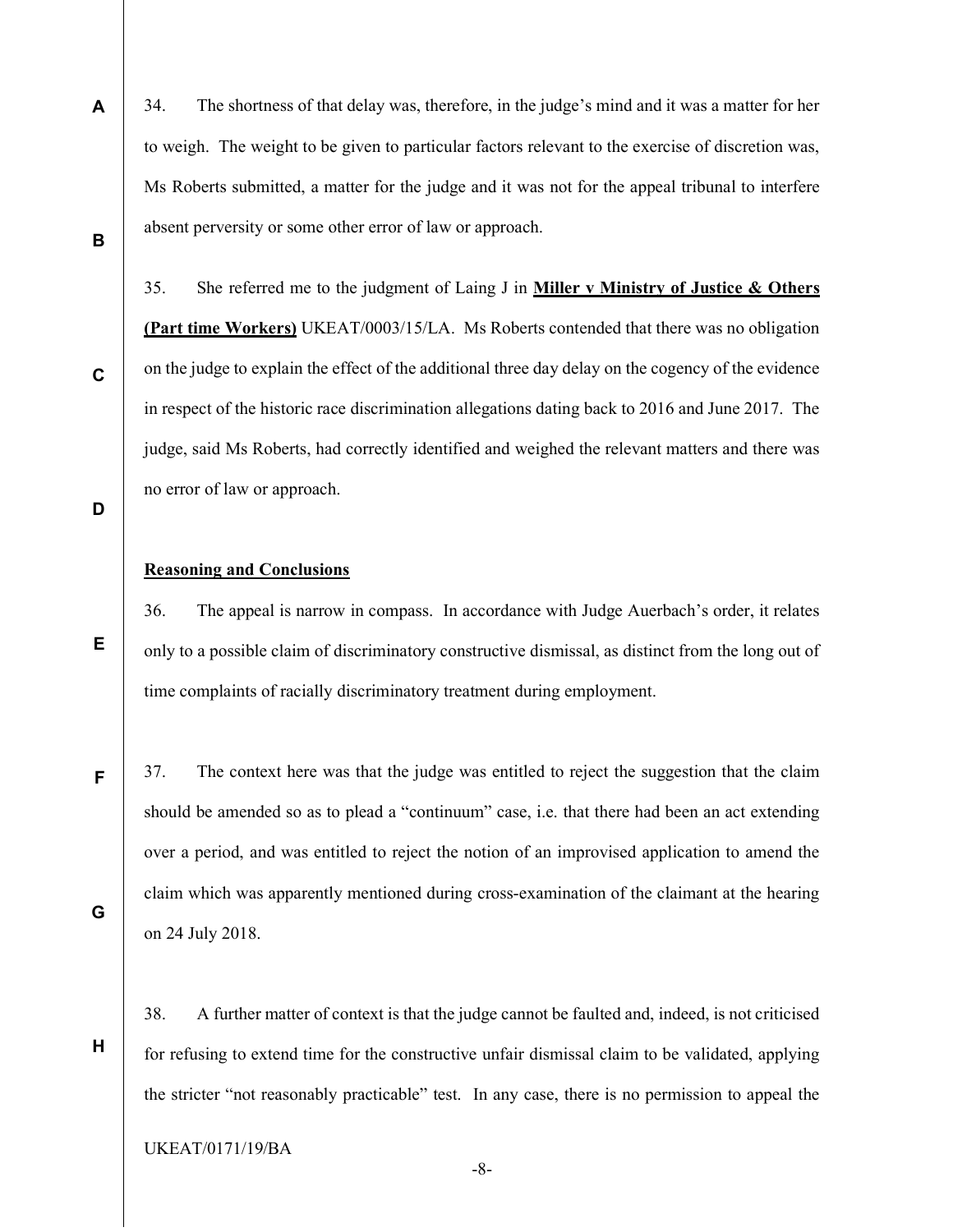34. The shortness of that delay was, therefore, in the judge's mind and it was a matter for her to weigh. The weight to be given to particular factors relevant to the exercise of discretion was, Ms Roberts submitted, a matter for the judge and it was not for the appeal tribunal to interfere absent perversity or some other error of law or approach.

35. She referred me to the judgment of Laing J in **Miller v Ministry of Justice & Others (Part time Workers)** UKEAT/0003/15/LA. Ms Roberts contended that there was no obligation on the judge to explain the effect of the additional three day delay on the cogency of the evidence in respect of the historic race discrimination allegations dating back to 2016 and June 2017. The judge, said Ms Roberts, had correctly identified and weighed the relevant matters and there was no error of law or approach.

**Reasoning and Conclusions**

36. The appeal is narrow in compass. In accordance with Judge Auerbach's order, it relates only to a possible claim of discriminatory constructive dismissal, as distinct from the long out of time complaints of racially discriminatory treatment during employment.

37. The context here was that the judge was entitled to reject the suggestion that the claim should be amended so as to plead a "continuum" case, i.e. that there had been an act extending over a period, and was entitled to reject the notion of an improvised application to amend the claim which was apparently mentioned during cross-examination of the claimant at the hearing on 24 July 2018.

38. A further matter of context is that the judge cannot be faulted and, indeed, is not criticised for refusing to extend time for the constructive unfair dismissal claim to be validated, applying the stricter "not reasonably practicable" test. In any case, there is no permission to appeal the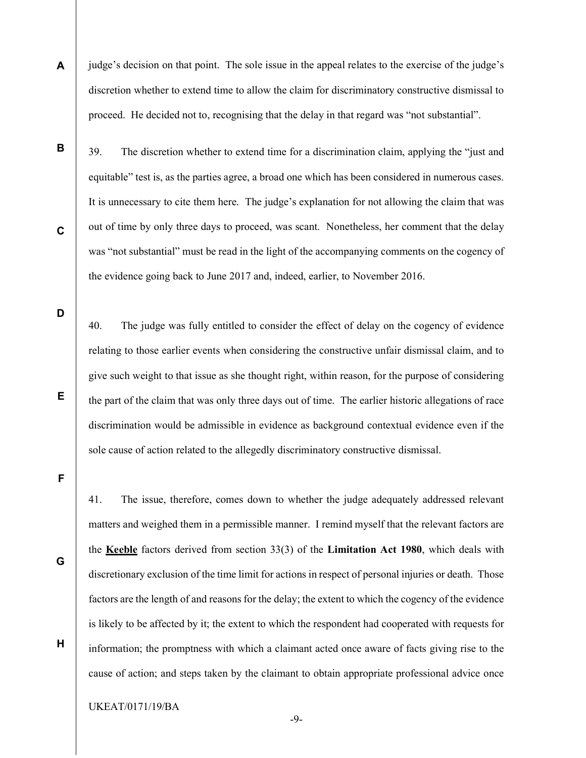judge's decision on that point. The sole issue in the appeal relates to the exercise of the judge's discretion whether to extend time to allow the claim for discriminatory constructive dismissal to proceed. He decided not to, recognising that the delay in that regard was "not substantial".

39. The discretion whether to extend time for a discrimination claim, applying the "just and equitable" test is, as the parties agree, a broad one which has been considered in numerous cases. It is unnecessary to cite them here. The judge's explanation for not allowing the claim that was out of time by only three days to proceed, was scant. Nonetheless, her comment that the delay was "not substantial" must be read in the light of the accompanying comments on the cogency of the evidence going back to June 2017 and, indeed, earlier, to November 2016.

40. The judge was fully entitled to consider the effect of delay on the cogency of evidence relating to those earlier events when considering the constructive unfair dismissal claim, and to give such weight to that issue as she thought right, within reason, for the purpose of considering the part of the claim that was only three days out of time. The earlier historic allegations of race discrimination would be admissible in evidence as background contextual evidence even if the sole cause of action related to the allegedly discriminatory constructive dismissal.

41. The issue, therefore, comes down to whether the judge adequately addressed relevant matters and weighed them in a permissible manner. I remind myself that the relevant factors are the **Keeble** factors derived from section 33(3) of the **Limitation Act 1980**, which deals with discretionary exclusion of the time limit for actions in respect of personal injuries or death. Those factors are the length of and reasons for the delay; the extent to which the cogency of the evidence is likely to be affected by it; the extent to which the respondent had cooperated with requests for information; the promptness with which a claimant acted once aware of facts giving rise to the cause of action; and steps taken by the claimant to obtain appropriate professional advice once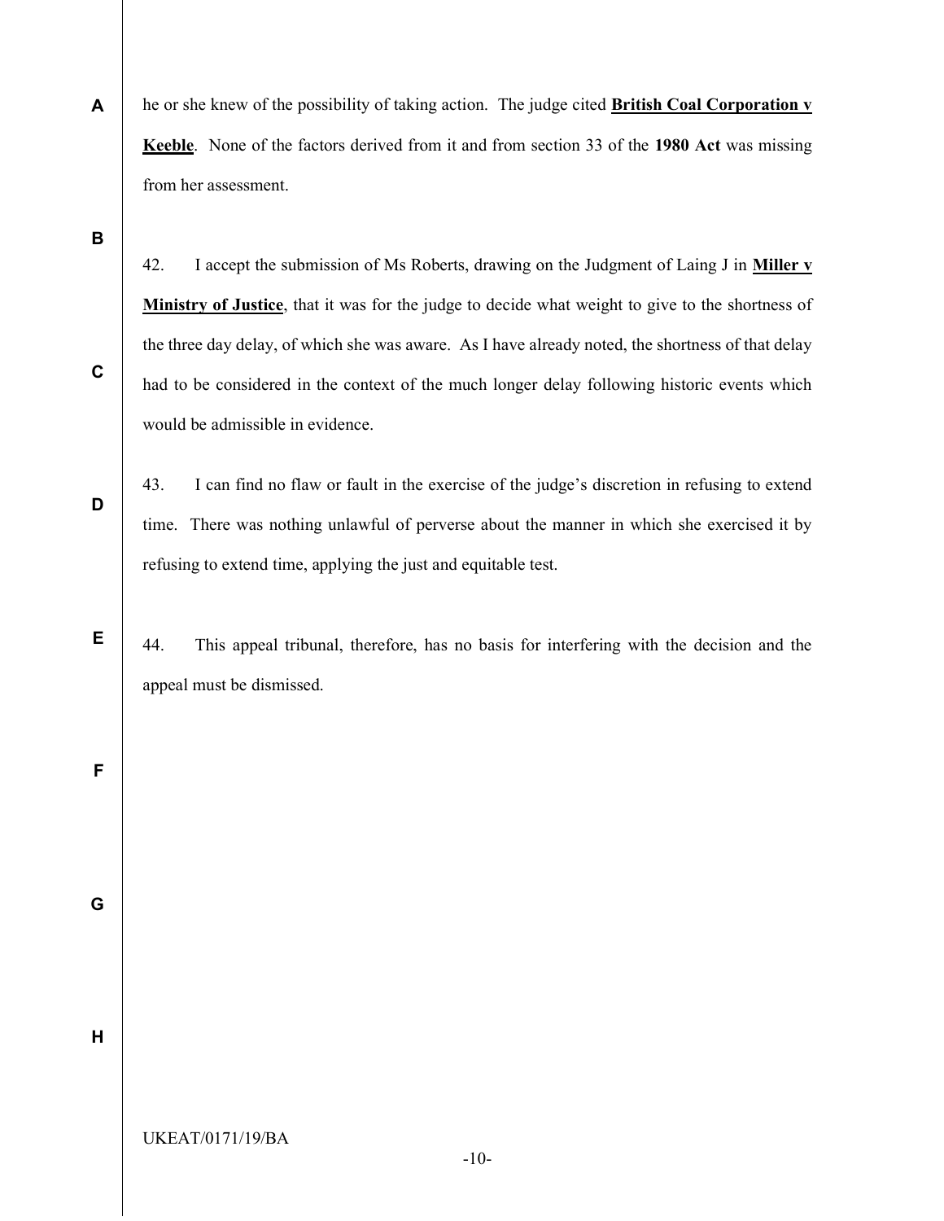he or she knew of the possibility of taking action. The judge cited **British Coal Corporation v Keeble**. None of the factors derived from it and from section 33 of the **1980 Act** was missing from her assessment.

42. I accept the submission of Ms Roberts, drawing on the Judgment of Laing J in **Miller v Ministry of Justice**, that it was for the judge to decide what weight to give to the shortness of the three day delay, of which she was aware. As I have already noted, the shortness of that delay had to be considered in the context of the much longer delay following historic events which would be admissible in evidence.

43. I can find no flaw or fault in the exercise of the judge's discretion in refusing to extend time. There was nothing unlawful of perverse about the manner in which she exercised it by refusing to extend time, applying the just and equitable test.

44. This appeal tribunal, therefore, has no basis for interfering with the decision and the appeal must be dismissed.